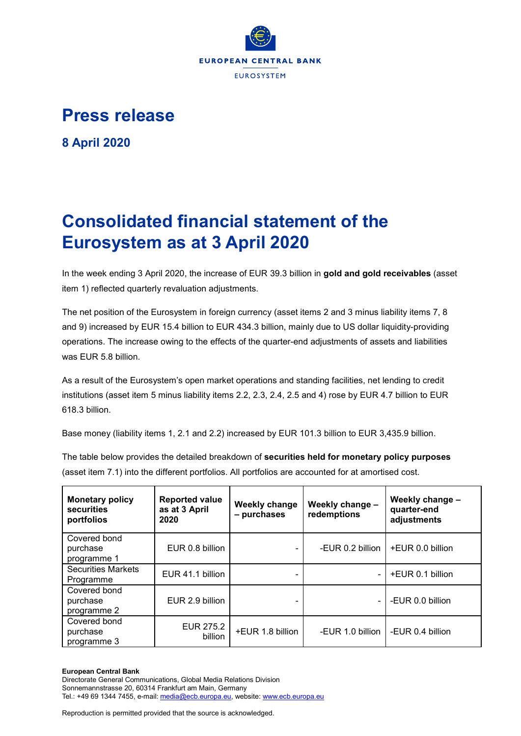EUROPEAN CENTRAL BANK

EUROSYSTEM

# Press release

**8 April 2020**

# Consolidated financial statement of the Eurosystem as at 3 April 2020

In the week ending 3 April 2020, the increase of EUR 39.3 billion in **gold and gold receivables** (asset item 1) reflected quarterly revaluation adjustments.

The net position of the Eurosystem in foreign currency (asset items 2 and 3 minus liability items 7, 8 and 9) increased by EUR 15.4 billion to EUR 434.3 billion, mainly due to US dollar liquidity-providing operations. The increase owing to the effects of the quarter-end adjustments of assets and liabilities was EUR 5.8 billion.

As a result of the Eurosystem's open market operations and standing facilities, net lending to credit institutions (asset item 5 minus liability items 2.2, 2.3, 2.4, 2.5 and 4) rose by EUR 4.7 billion to EUR 618.3 billion.

Base money (liability items 1, 2.1 and 2.2) increased by EUR 101.3 billion to EUR 3,435.9 billion.

The table below provides the detailed breakdown of **securities held for monetary policy purposes** (asset item 7.1) into the different portfolios. All portfolios are accounted for at amortised cost.

| Monetary policy securities portfolios | Reported value as at 3 April 2020 | Weekly change – purchases | Weekly change – redemptions | Weekly change – quarter-end adjustments |
|---|---|---|---|---|
| Covered bond purchase programme 1 | EUR 0.8 billion | - | -EUR 0.2 billion | +EUR 0.0 billion |
| Securities Markets Programme | EUR 41.1 billion | - | - | +EUR 0.1 billion |
| Covered bond purchase programme 2 | EUR 2.9 billion | - | - | -EUR 0.0 billion |
| Covered bond purchase programme 3 | EUR 275.2 billion | +EUR 1.8 billion | -EUR 1.0 billion | -EUR 0.4 billion |

**European Central Bank**
Directorate General Communications, Global Media Relations Division
Sonnemannstrasse 20, 60314 Frankfurt am Main, Germany
Tel.: +49 69 1344 7455, e-mail: media@ecb.europa.eu, website: www.ecb.europa.eu

Reproduction is permitted provided that the source is acknowledged.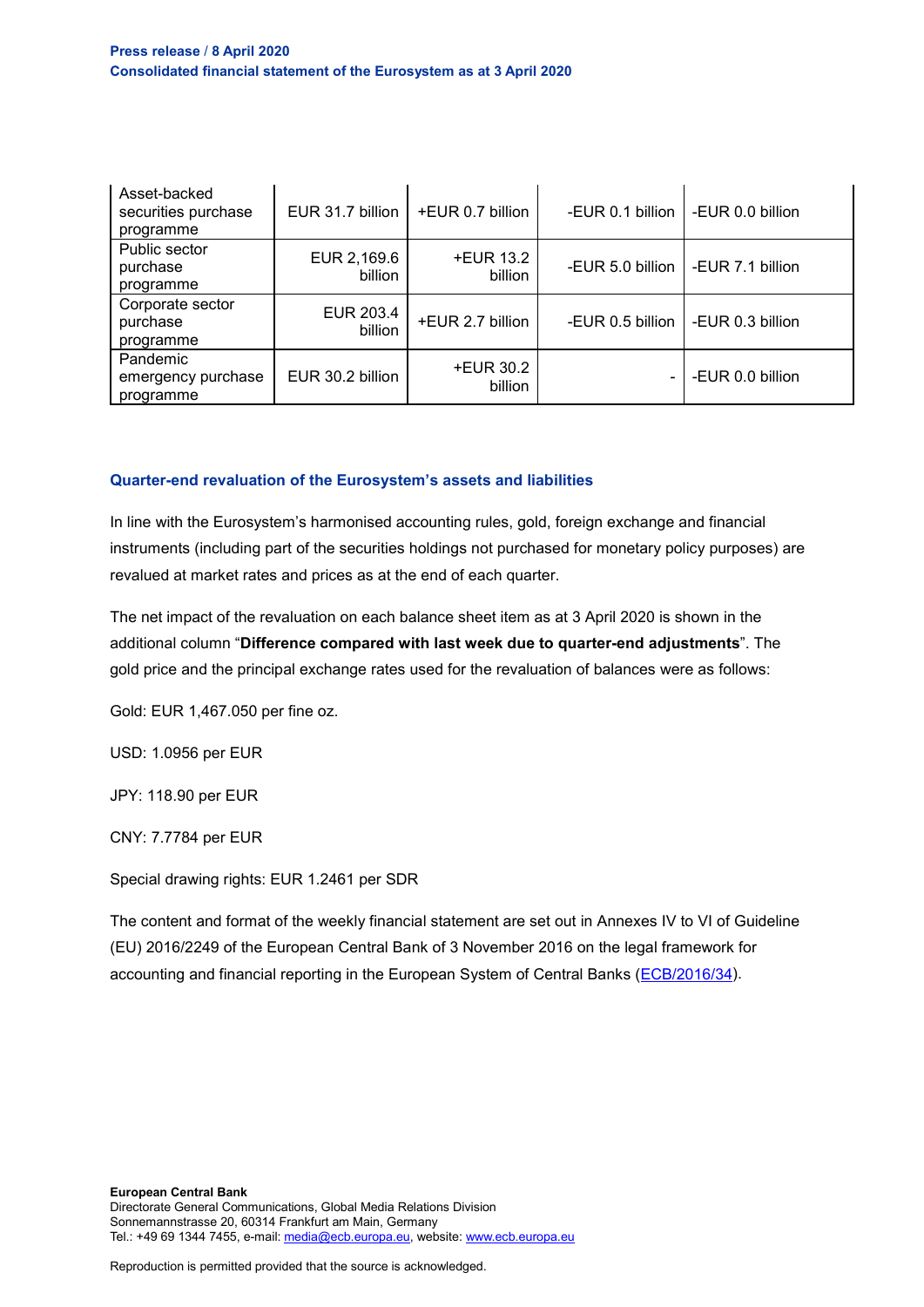| | | | | |
|---|---|---|---|---|
| Asset-backed securities purchase programme | EUR 31.7 billion | +EUR 0.7 billion | -EUR 0.1 billion | -EUR 0.0 billion |
| Public sector purchase programme | EUR 2,169.6 billion | +EUR 13.2 billion | -EUR 5.0 billion | -EUR 7.1 billion |
| Corporate sector purchase programme | EUR 203.4 billion | +EUR 2.7 billion | -EUR 0.5 billion | -EUR 0.3 billion |
| Pandemic emergency purchase programme | EUR 30.2 billion | +EUR 30.2 billion | - | -EUR 0.0 billion |

## Quarter-end revaluation of the Eurosystem's assets and liabilities

In line with the Eurosystem's harmonised accounting rules, gold, foreign exchange and financial instruments (including part of the securities holdings not purchased for monetary policy purposes) are revalued at market rates and prices as at the end of each quarter.

The net impact of the revaluation on each balance sheet item as at 3 April 2020 is shown in the additional column "**Difference compared with last week due to quarter-end adjustments**". The gold price and the principal exchange rates used for the revaluation of balances were as follows:

Gold: EUR 1,467.050 per fine oz.

USD: 1.0956 per EUR

JPY: 118.90 per EUR

CNY: 7.7784 per EUR

Special drawing rights: EUR 1.2461 per SDR

The content and format of the weekly financial statement are set out in Annexes IV to VI of Guideline (EU) 2016/2249 of the European Central Bank of 3 November 2016 on the legal framework for accounting and financial reporting in the European System of Central Banks (ECB/2016/34).

**European Central Bank**
Directorate General Communications, Global Media Relations Division
Sonnemannstrasse 20, 60314 Frankfurt am Main, Germany
Tel.: +49 69 1344 7455, e-mail: media@ecb.europa.eu, website: www.ecb.europa.eu

Reproduction is permitted provided that the source is acknowledged.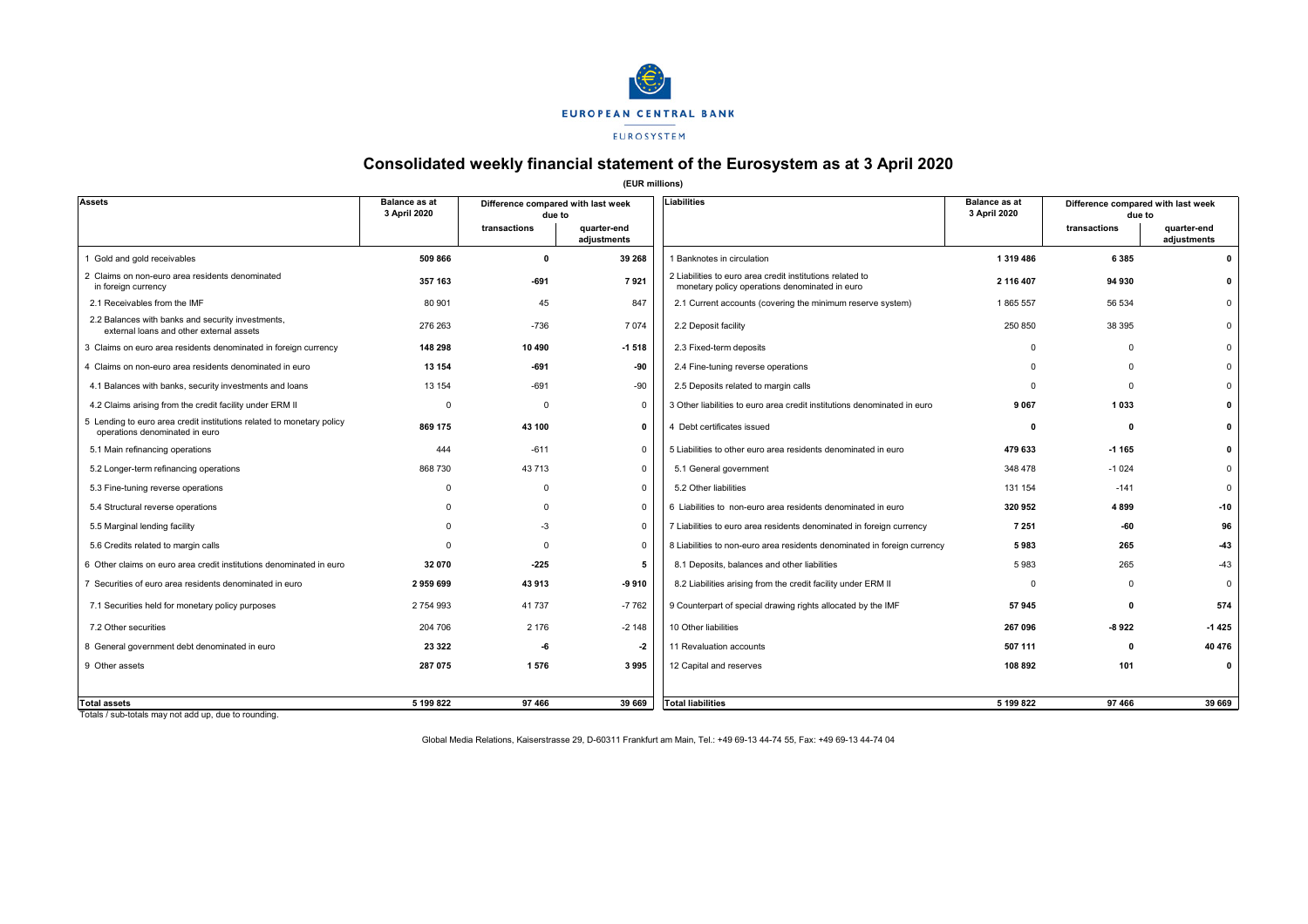EUROPEAN CENTRAL BANK

EUROSYSTEM

# Consolidated weekly financial statement of the Eurosystem as at 3 April 2020

**(EUR millions)**

| Assets | Balance as at 3 April 2020 | Difference compared with last week due to | | Liabilities | Balance as at 3 April 2020 | Difference compared with last week due to | |
|---|---|---|---|---|---|---|---|
| | | transactions | quarter-end adjustments | | | transactions | quarter-end adjustments |
| 1 Gold and gold receivables | **509 866** | **0** | **39 268** | 1 Banknotes in circulation | **1 319 486** | **6 385** | **0** |
| 2 Claims on non-euro area residents denominated in foreign currency | **357 163** | **-691** | **7 921** | 2 Liabilities to euro area credit institutions related to monetary policy operations denominated in euro | **2 116 407** | **94 930** | **0** |
| 2.1 Receivables from the IMF | 80 901 | 45 | 847 | 2.1 Current accounts (covering the minimum reserve system) | 1 865 557 | 56 534 | 0 |
| 2.2 Balances with banks and security investments, external loans and other external assets | 276 263 | -736 | 7 074 | 2.2 Deposit facility | 250 850 | 38 395 | 0 |
| 3 Claims on euro area residents denominated in foreign currency | **148 298** | **10 490** | **-1 518** | 2.3 Fixed-term deposits | 0 | 0 | 0 |
| 4 Claims on non-euro area residents denominated in euro | **13 154** | **-691** | **-90** | 2.4 Fine-tuning reverse operations | 0 | 0 | 0 |
| 4.1 Balances with banks, security investments and loans | 13 154 | -691 | -90 | 2.5 Deposits related to margin calls | 0 | 0 | 0 |
| 4.2 Claims arising from the credit facility under ERM II | 0 | 0 | 0 | 3 Other liabilities to euro area credit institutions denominated in euro | **9 067** | **1 033** | **0** |
| 5 Lending to euro area credit institutions related to monetary policy operations denominated in euro | **869 175** | **43 100** | **0** | 4 Debt certificates issued | **0** | **0** | **0** |
| 5.1 Main refinancing operations | 444 | -611 | 0 | 5 Liabilities to other euro area residents denominated in euro | **479 633** | **-1 165** | **0** |
| 5.2 Longer-term refinancing operations | 868 730 | 43 713 | 0 | 5.1 General government | 348 478 | -1 024 | 0 |
| 5.3 Fine-tuning reverse operations | 0 | 0 | 0 | 5.2 Other liabilities | 131 154 | -141 | 0 |
| 5.4 Structural reverse operations | 0 | 0 | 0 | 6 Liabilities to non-euro area residents denominated in euro | **320 952** | **4 899** | **-10** |
| 5.5 Marginal lending facility | 0 | -3 | 0 | 7 Liabilities to euro area residents denominated in foreign currency | **7 251** | **-60** | **96** |
| 5.6 Credits related to margin calls | 0 | 0 | 0 | 8 Liabilities to non-euro area residents denominated in foreign currency | **5 983** | **265** | **-43** |
| 6 Other claims on euro area credit institutions denominated in euro | **32 070** | **-225** | **5** | 8.1 Deposits, balances and other liabilities | 5 983 | 265 | -43 |
| 7 Securities of euro area residents denominated in euro | **2 959 699** | **43 913** | **-9 910** | 8.2 Liabilities arising from the credit facility under ERM II | 0 | 0 | 0 |
| 7.1 Securities held for monetary policy purposes | 2 754 993 | 41 737 | -7 762 | 9 Counterpart of special drawing rights allocated by the IMF | **57 945** | **0** | **574** |
| 7.2 Other securities | 204 706 | 2 176 | -2 148 | 10 Other liabilities | **267 096** | **-8 922** | **-1 425** |
| 8 General government debt denominated in euro | **23 322** | **-6** | **-2** | 11 Revaluation accounts | **507 111** | **0** | **40 476** |
| 9 Other assets | **287 075** | **1 576** | **3 995** | 12 Capital and reserves | **108 892** | **101** | **0** |
| **Total assets** | **5 199 822** | **97 466** | **39 669** | **Total liabilities** | **5 199 822** | **97 466** | **39 669** |

Totals / sub-totals may not add up, due to rounding.

Global Media Relations, Kaiserstrasse 29, D-60311 Frankfurt am Main, Tel.: +49 69-13 44-74 55, Fax: +49 69-13 44-74 04